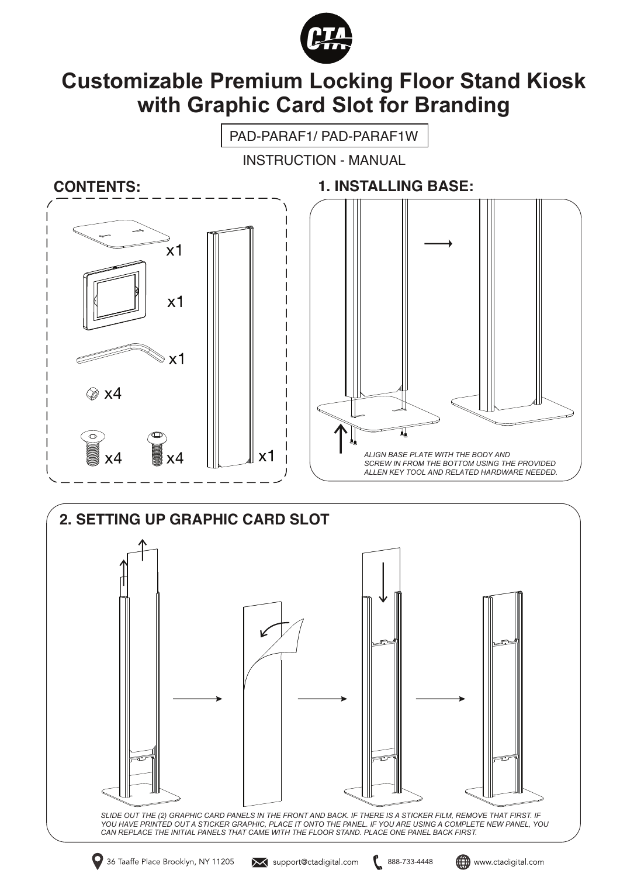CTA

# Customizable Premium Locking Floor Stand Kiosk with Graphic Card Slot for Branding

PAD-PARAF1/ PAD-PARAF1W

INSTRUCTION - MANUAL

## CONTENTS:

x1

x1

x1

x4

x4 x4

x1

## 1. INSTALLING BASE:

*ALIGN BASE PLATE WITH THE BODY AND SCREW IN FROM THE BOTTOM USING THE PROVIDED ALLEN KEY TOOL AND RELATED HARDWARE NEEDED.*

## 2. SETTING UP GRAPHIC CARD SLOT

*SLIDE OUT THE (2) GRAPHIC CARD PANELS IN THE FRONT AND BACK. IF THERE IS A STICKER FILM, REMOVE THAT FIRST. IF YOU HAVE PRINTED OUT A STICKER GRAPHIC, PLACE IT ONTO THE PANEL. IF YOU ARE USING A COMPLETE NEW PANEL, YOU CAN REPLACE THE INITIAL PANELS THAT CAME WITH THE FLOOR STAND. PLACE ONE PANEL BACK FIRST.*

36 Taaffe Place Brooklyn, NY 11205 | support@ctadigital.com | 888-733-4448 | www.ctadigital.com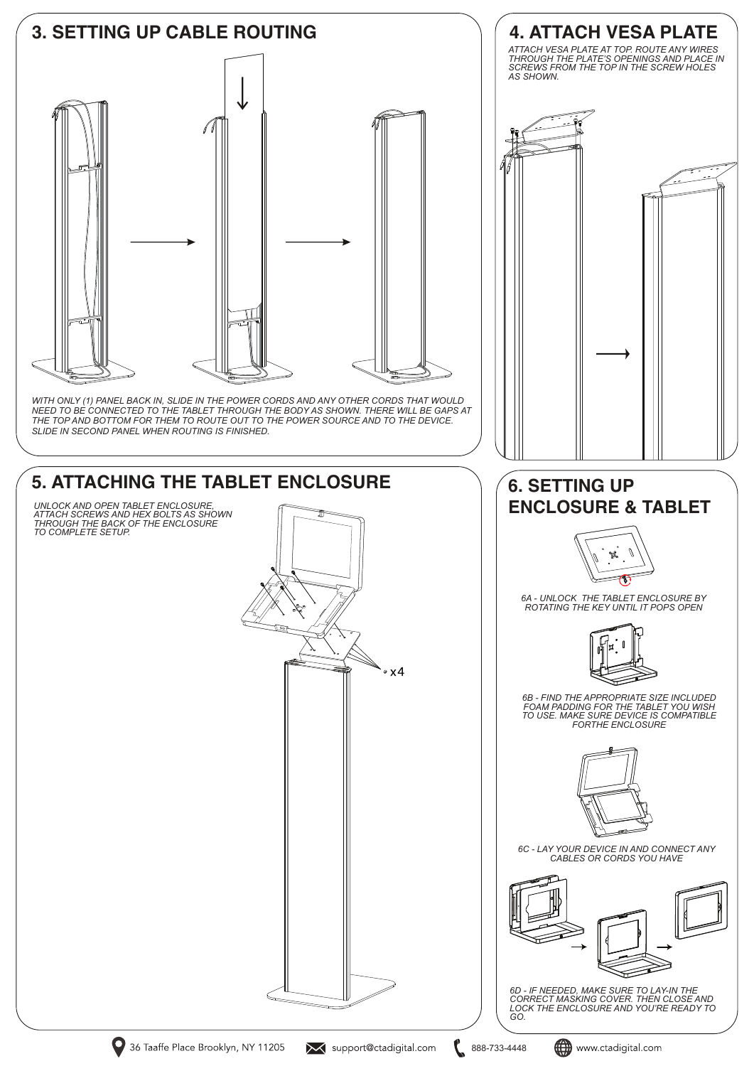## 3. SETTING UP CABLE ROUTING

*WITH ONLY (1) PANEL BACK IN, SLIDE IN THE POWER CORDS AND ANY OTHER CORDS THAT WOULD NEED TO BE CONNECTED TO THE TABLET THROUGH THE BODY AS SHOWN. THERE WILL BE GAPS AT THE TOP AND BOTTOM FOR THEM TO ROUTE OUT TO THE POWER SOURCE AND TO THE DEVICE. SLIDE IN SECOND PANEL WHEN ROUTING IS FINISHED.*

## 4. ATTACH VESA PLATE

*ATTACH VESA PLATE AT TOP. ROUTE ANY WIRES THROUGH THE PLATE'S OPENINGS AND PLACE IN SCREWS FROM THE TOP IN THE SCREW HOLES AS SHOWN.*

## 5. ATTACHING THE TABLET ENCLOSURE

*UNLOCK AND OPEN TABLET ENCLOSURE, ATTACH SCREWS AND HEX BOLTS AS SHOWN THROUGH THE BACK OF THE ENCLOSURE TO COMPLETE SETUP.*

x4

## 6. SETTING UP ENCLOSURE & TABLET

*6A - UNLOCK THE TABLET ENCLOSURE BY ROTATING THE KEY UNTIL IT POPS OPEN*

*6B - FIND THE APPROPRIATE SIZE INCLUDED FOAM PADDING FOR THE TABLET YOU WISH TO USE. MAKE SURE DEVICE IS COMPATIBLE FORTHE ENCLOSURE*

*6C - LAY YOUR DEVICE IN AND CONNECT ANY CABLES OR CORDS YOU HAVE*

*6D - IF NEEDED, MAKE SURE TO LAY-IN THE CORRECT MASKING COVER. THEN CLOSE AND LOCK THE ENCLOSURE AND YOU'RE READY TO GO.*

36 Taaffe Place Brooklyn, NY 11205 | support@ctadigital.com | 888-733-4448 | www.ctadigital.com